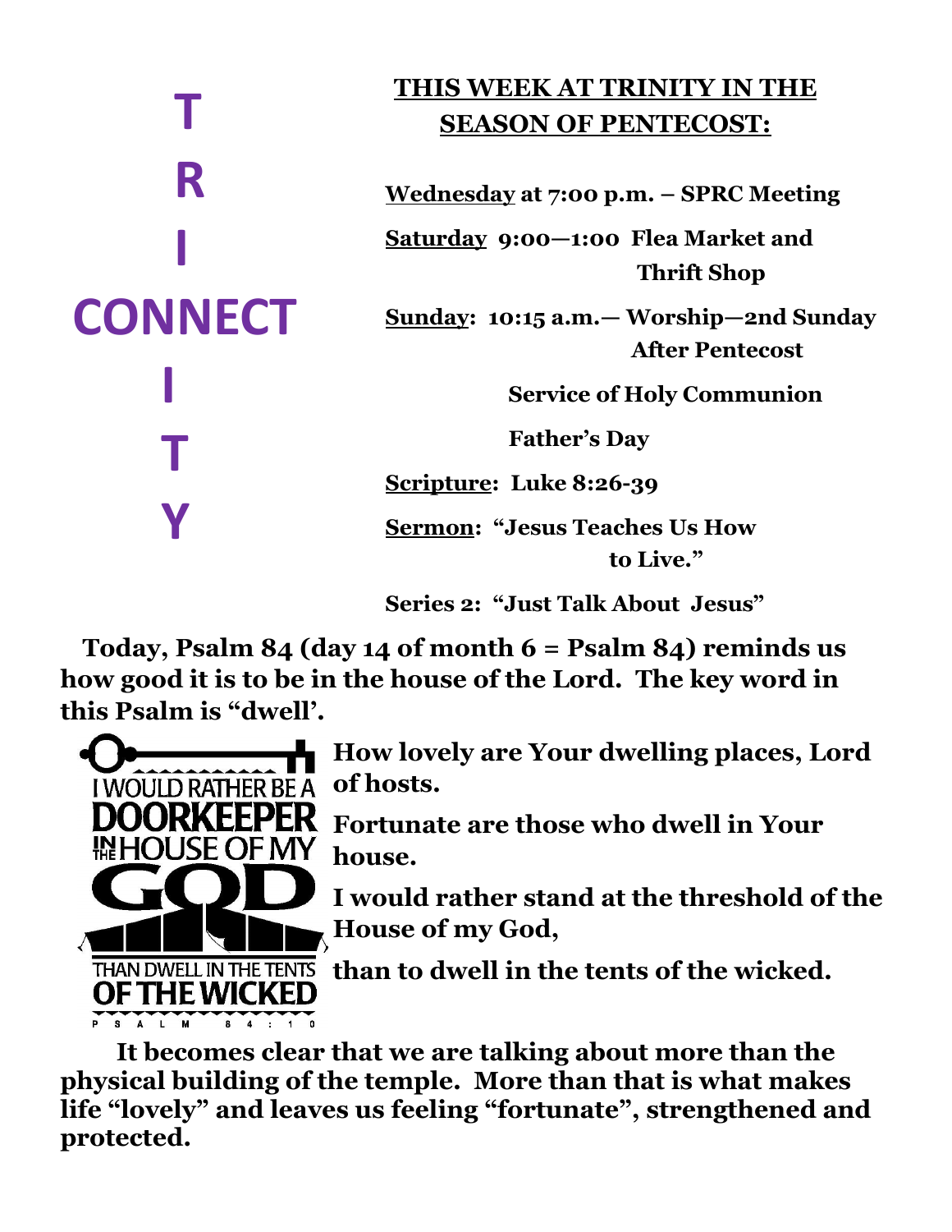T
R
I
**CONNECT**
I
T
Y

## THIS WEEK AT TRINITY IN THE SEASON OF PENTECOST:

**Wednesday at 7:00 p.m. – SPRC Meeting**

**Saturday 9:00—1:00 Flea Market and Thrift Shop**

**Sunday: 10:15 a.m.— Worship—2nd Sunday After Pentecost**

**Service of Holy Communion**

**Father's Day**

**Scripture: Luke 8:26-39**

**Sermon: "Jesus Teaches Us How to Live."**

**Series 2: "Just Talk About Jesus"**

**Today, Psalm 84 (day 14 of month 6 = Psalm 84) reminds us how good it is to be in the house of the Lord. The key word in this Psalm is "dwell'.**

I WOULD RATHER BE A DOORKEEPER IN THE HOUSE OF MY GOD THAN DWELL IN THE TENTS OF THE WICKED
PSALM 84:10

**How lovely are Your dwelling places, Lord of hosts.**

**Fortunate are those who dwell in Your house.**

**I would rather stand at the threshold of the House of my God,**

**than to dwell in the tents of the wicked.**

**It becomes clear that we are talking about more than the physical building of the temple. More than that is what makes life "lovely" and leaves us feeling "fortunate", strengthened and protected.**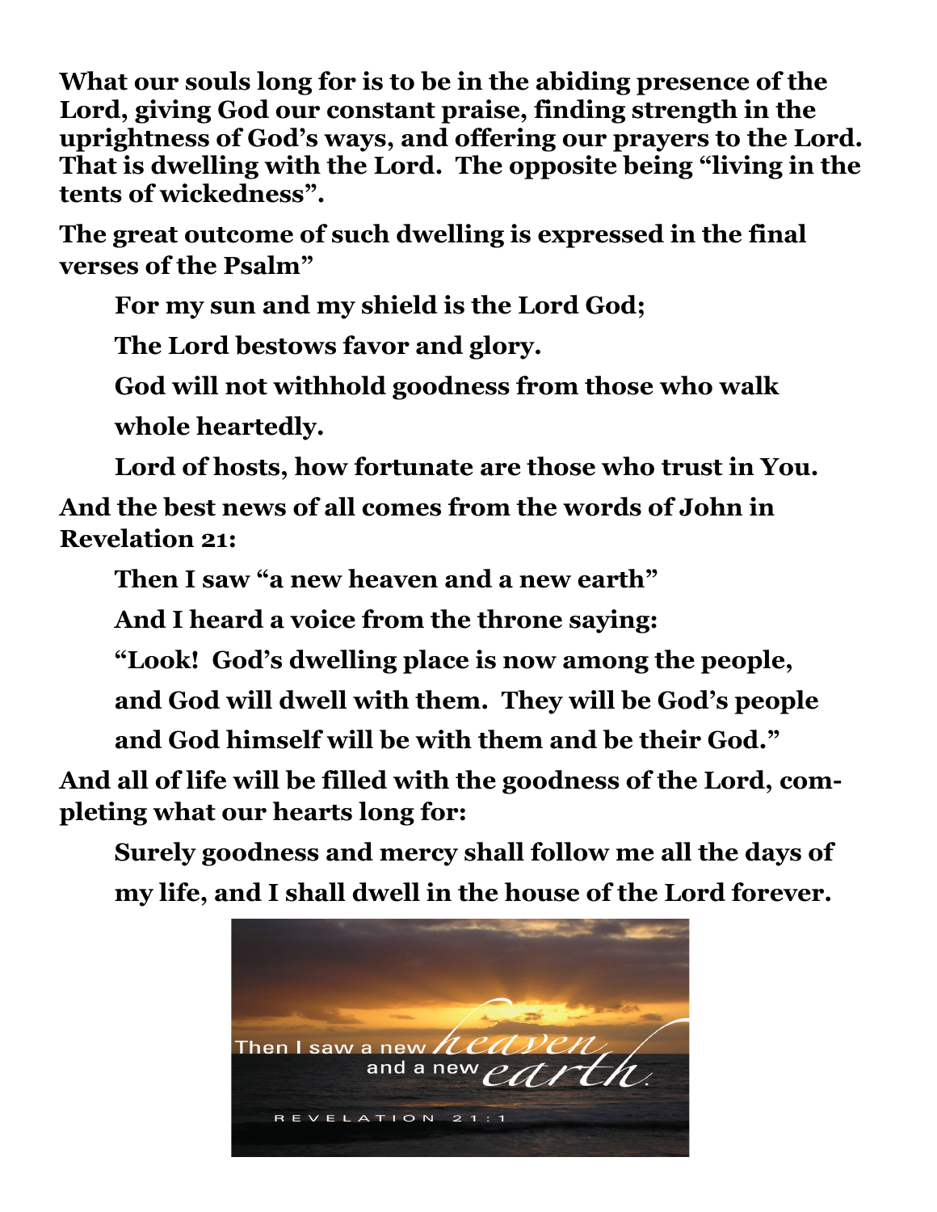**What our souls long for is to be in the abiding presence of the Lord, giving God our constant praise, finding strength in the uprightness of God's ways, and offering our prayers to the Lord. That is dwelling with the Lord. The opposite being "living in the tents of wickedness".**

**The great outcome of such dwelling is expressed in the final verses of the Psalm"**

> **For my sun and my shield is the Lord God;**
>
> **The Lord bestows favor and glory.**
>
> **God will not withhold goodness from those who walk whole heartedly.**
>
> **Lord of hosts, how fortunate are those who trust in You.**

**And the best news of all comes from the words of John in Revelation 21:**

> **Then I saw "a new heaven and a new earth"**
>
> **And I heard a voice from the throne saying:**
>
> **"Look! God's dwelling place is now among the people, and God will dwell with them. They will be God's people and God himself will be with them and be their God."**

**And all of life will be filled with the goodness of the Lord, completing what our hearts long for:**

> **Surely goodness and mercy shall follow me all the days of my life, and I shall dwell in the house of the Lord forever.**

Then I saw a new *heaven* and a new *earth*.

REVELATION 21:1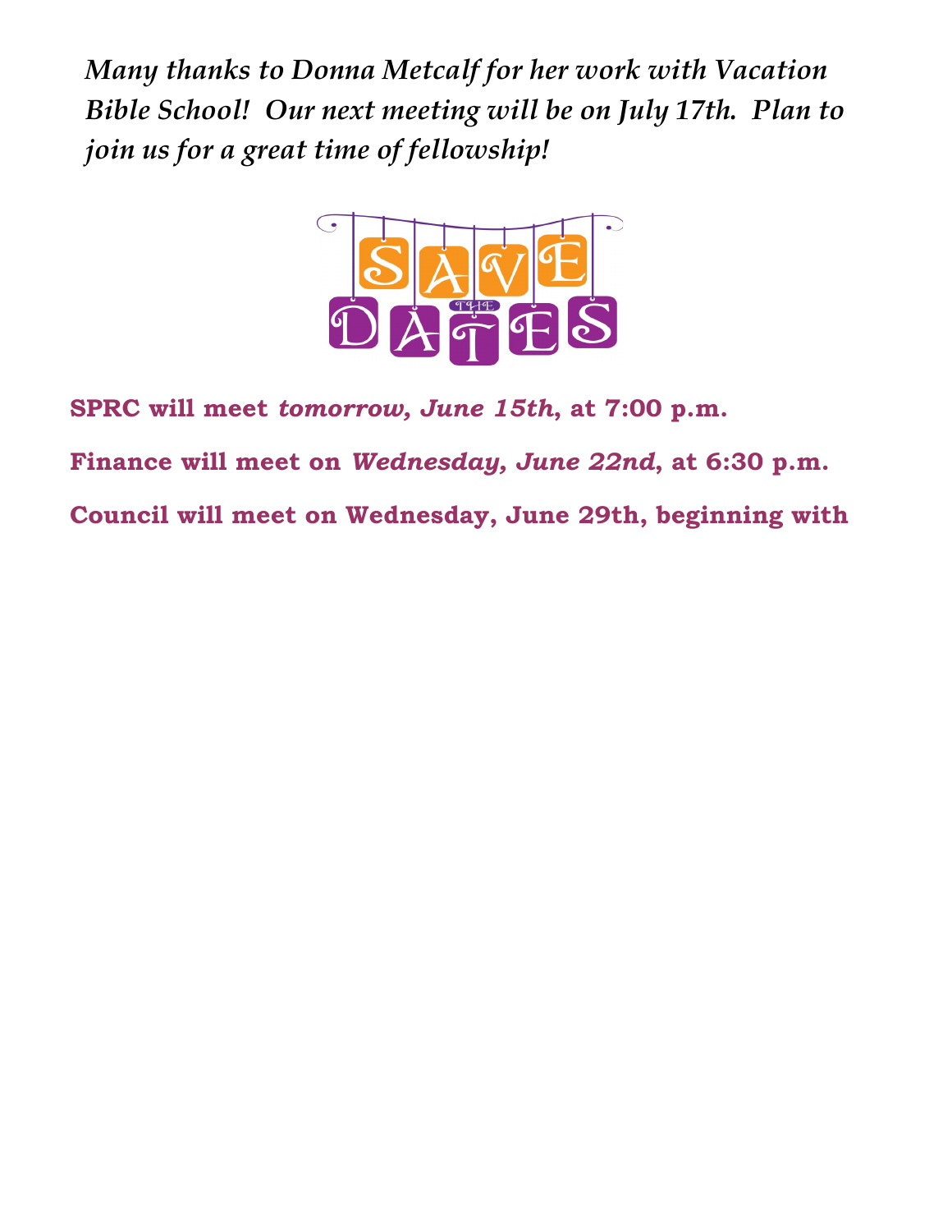*Many thanks to Donna Metcalf for her work with Vacation Bible School! Our next meeting will be on July 17th. Plan to join us for a great time of fellowship!*

SAVE THE DATES

**SPRC will meet *tomorrow, June 15th*, at 7:00 p.m.**

**Finance will meet on *Wednesday, June 22nd*, at 6:30 p.m.**

**Council will meet on Wednesday, June 29th, beginning with**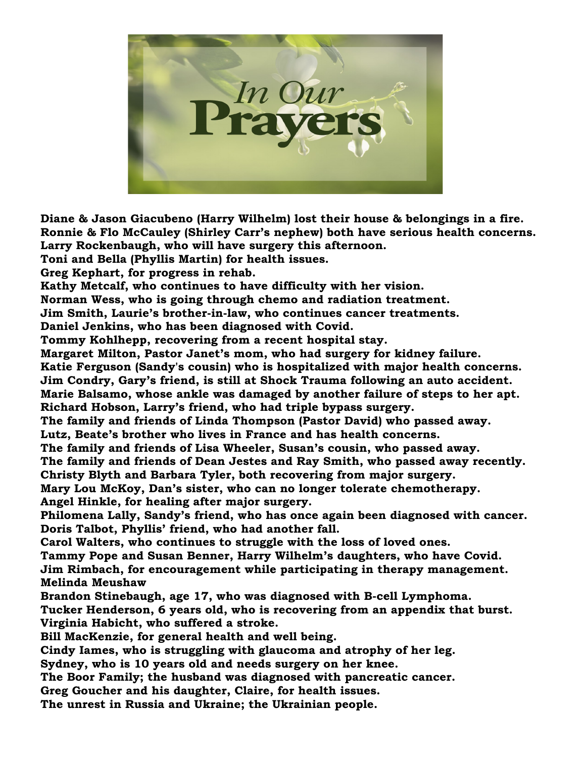# In Our Prayers

**Diane & Jason Giacubeno (Harry Wilhelm) lost their house & belongings in a fire.**
**Ronnie & Flo McCauley (Shirley Carr's nephew) both have serious health concerns.**
**Larry Rockenbaugh, who will have surgery this afternoon.**
**Toni and Bella (Phyllis Martin) for health issues.**
**Greg Kephart, for progress in rehab.**
**Kathy Metcalf, who continues to have difficulty with her vision.**
**Norman Wess, who is going through chemo and radiation treatment.**
**Jim Smith, Laurie's brother-in-law, who continues cancer treatments.**
**Daniel Jenkins, who has been diagnosed with Covid.**
**Tommy Kohlhepp, recovering from a recent hospital stay.**
**Margaret Milton, Pastor Janet's mom, who had surgery for kidney failure.**
**Katie Ferguson (Sandy's cousin) who is hospitalized with major health concerns.**
**Jim Condry, Gary's friend, is still at Shock Trauma following an auto accident.**
**Marie Balsamo, whose ankle was damaged by another failure of steps to her apt.**
**Richard Hobson, Larry's friend, who had triple bypass surgery.**
**The family and friends of Linda Thompson (Pastor David) who passed away.**
**Lutz, Beate's brother who lives in France and has health concerns.**
**The family and friends of Lisa Wheeler, Susan's cousin, who passed away.**
**The family and friends of Dean Jestes and Ray Smith, who passed away recently.**
**Christy Blyth and Barbara Tyler, both recovering from major surgery.**
**Mary Lou McKoy, Dan's sister, who can no longer tolerate chemotherapy.**
**Angel Hinkle, for healing after major surgery.**
**Philomena Lally, Sandy's friend, who has once again been diagnosed with cancer.**
**Doris Talbot, Phyllis' friend, who had another fall.**
**Carol Walters, who continues to struggle with the loss of loved ones.**
**Tammy Pope and Susan Benner, Harry Wilhelm's daughters, who have Covid.**
**Jim Rimbach, for encouragement while participating in therapy management.**
**Melinda Meushaw**
**Brandon Stinebaugh, age 17, who was diagnosed with B-cell Lymphoma.**
**Tucker Henderson, 6 years old, who is recovering from an appendix that burst.**
**Virginia Habicht, who suffered a stroke.**
**Bill MacKenzie, for general health and well being.**
**Cindy Iames, who is struggling with glaucoma and atrophy of her leg.**
**Sydney, who is 10 years old and needs surgery on her knee.**
**The Boor Family; the husband was diagnosed with pancreatic cancer.**
**Greg Goucher and his daughter, Claire, for health issues.**
**The unrest in Russia and Ukraine; the Ukrainian people.**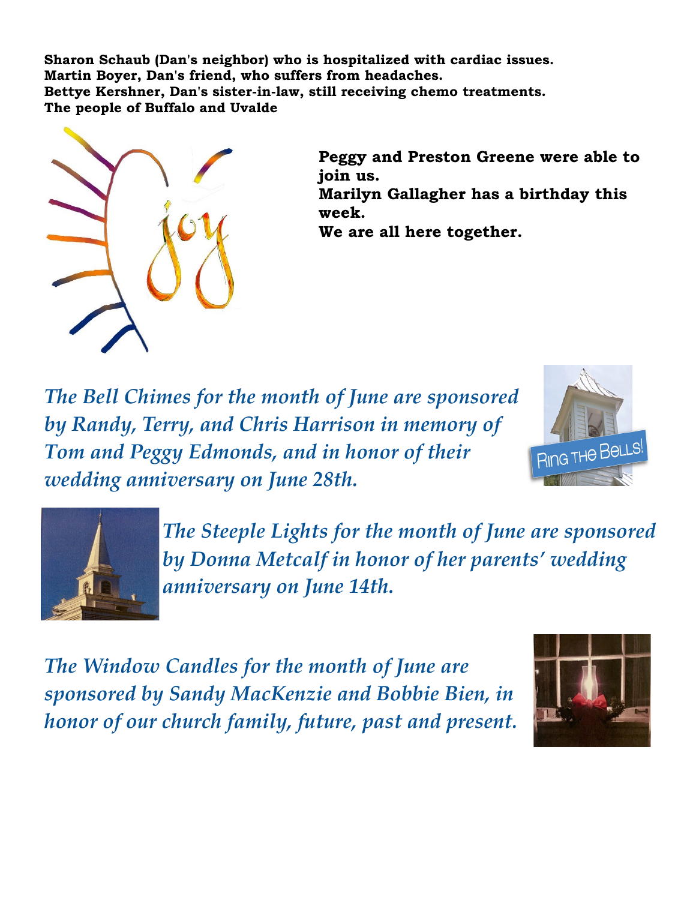**Sharon Schaub (Dan's neighbor) who is hospitalized with cardiac issues.**
**Martin Boyer, Dan's friend, who suffers from headaches.**
**Bettye Kershner, Dan's sister-in-law, still receiving chemo treatments.**
**The people of Buffalo and Uvalde**

**Peggy and Preston Greene were able to join us.**
**Marilyn Gallagher has a birthday this week.**
**We are all here together.**

*The Bell Chimes for the month of June are sponsored by Randy, Terry, and Chris Harrison in memory of Tom and Peggy Edmonds, and in honor of their wedding anniversary on June 28th.*

*The Steeple Lights for the month of June are sponsored by Donna Metcalf in honor of her parents' wedding anniversary on June 14th.*

*The Window Candles for the month of June are sponsored by Sandy MacKenzie and Bobbie Bien, in honor of our church family, future, past and present.*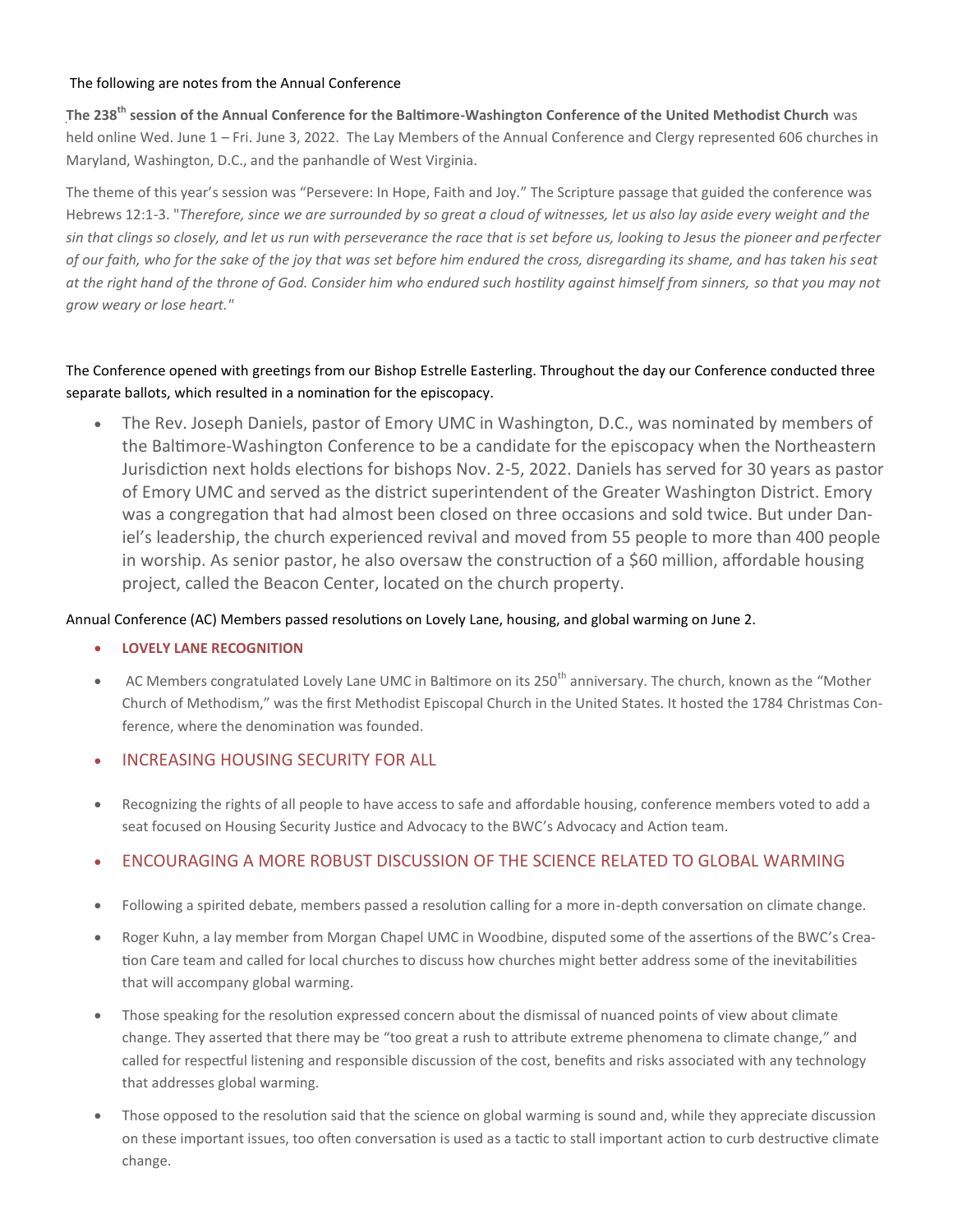The following are notes from the Annual Conference

**The 238th session of the Annual Conference for the Baltimore-Washington Conference of the United Methodist Church** was held online Wed. June 1 – Fri. June 3, 2022. The Lay Members of the Annual Conference and Clergy represented 606 churches in Maryland, Washington, D.C., and the panhandle of West Virginia.

The theme of this year's session was "Persevere: In Hope, Faith and Joy." The Scripture passage that guided the conference was Hebrews 12:1-3. "*Therefore, since we are surrounded by so great a cloud of witnesses, let us also lay aside every weight and the sin that clings so closely, and let us run with perseverance the race that is set before us, looking to Jesus the pioneer and perfecter of our faith, who for the sake of the joy that was set before him endured the cross, disregarding its shame, and has taken his seat at the right hand of the throne of God. Consider him who endured such hostility against himself from sinners, so that you may not grow weary or lose heart.*"

The Conference opened with greetings from our Bishop Estrelle Easterling. Throughout the day our Conference conducted three separate ballots, which resulted in a nomination for the episcopacy.

- The Rev. Joseph Daniels, pastor of Emory UMC in Washington, D.C., was nominated by members of the Baltimore-Washington Conference to be a candidate for the episcopacy when the Northeastern Jurisdiction next holds elections for bishops Nov. 2-5, 2022. Daniels has served for 30 years as pastor of Emory UMC and served as the district superintendent of the Greater Washington District. Emory was a congregation that had almost been closed on three occasions and sold twice. But under Daniel's leadership, the church experienced revival and moved from 55 people to more than 400 people in worship. As senior pastor, he also oversaw the construction of a $60 million, affordable housing project, called the Beacon Center, located on the church property.

Annual Conference (AC) Members passed resolutions on Lovely Lane, housing, and global warming on June 2.

- **LOVELY LANE RECOGNITION**
- AC Members congratulated Lovely Lane UMC in Baltimore on its 250th anniversary. The church, known as the "Mother Church of Methodism," was the first Methodist Episcopal Church in the United States. It hosted the 1784 Christmas Conference, where the denomination was founded.
- INCREASING HOUSING SECURITY FOR ALL
- Recognizing the rights of all people to have access to safe and affordable housing, conference members voted to add a seat focused on Housing Security Justice and Advocacy to the BWC's Advocacy and Action team.
- ENCOURAGING A MORE ROBUST DISCUSSION OF THE SCIENCE RELATED TO GLOBAL WARMING
- Following a spirited debate, members passed a resolution calling for a more in-depth conversation on climate change.
- Roger Kuhn, a lay member from Morgan Chapel UMC in Woodbine, disputed some of the assertions of the BWC's Creation Care team and called for local churches to discuss how churches might better address some of the inevitabilities that will accompany global warming.
- Those speaking for the resolution expressed concern about the dismissal of nuanced points of view about climate change. They asserted that there may be "too great a rush to attribute extreme phenomena to climate change," and called for respectful listening and responsible discussion of the cost, benefits and risks associated with any technology that addresses global warming.
- Those opposed to the resolution said that the science on global warming is sound and, while they appreciate discussion on these important issues, too often conversation is used as a tactic to stall important action to curb destructive climate change.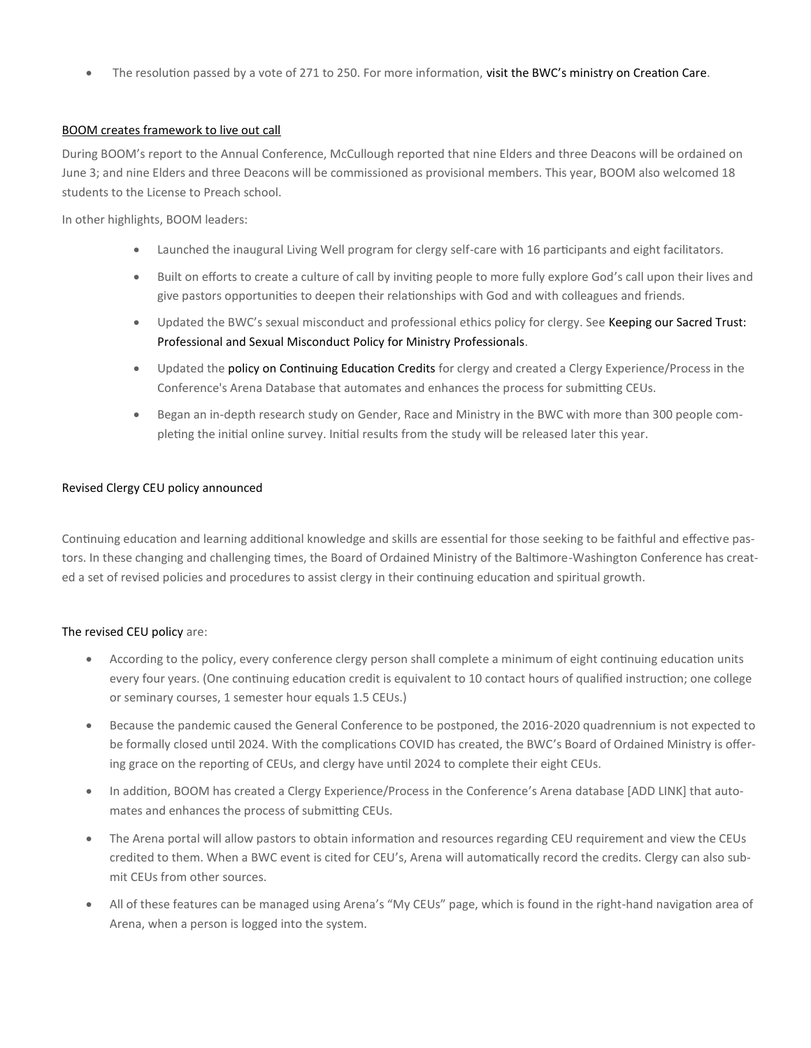- The resolution passed by a vote of 271 to 250. For more information, visit the BWC's ministry on Creation Care.

## BOOM creates framework to live out call

During BOOM's report to the Annual Conference, McCullough reported that nine Elders and three Deacons will be ordained on June 3; and nine Elders and three Deacons will be commissioned as provisional members. This year, BOOM also welcomed 18 students to the License to Preach school.

In other highlights, BOOM leaders:

- Launched the inaugural Living Well program for clergy self-care with 16 participants and eight facilitators.
- Built on efforts to create a culture of call by inviting people to more fully explore God's call upon their lives and give pastors opportunities to deepen their relationships with God and with colleagues and friends.
- Updated the BWC's sexual misconduct and professional ethics policy for clergy. See Keeping our Sacred Trust: Professional and Sexual Misconduct Policy for Ministry Professionals.
- Updated the policy on Continuing Education Credits for clergy and created a Clergy Experience/Process in the Conference's Arena Database that automates and enhances the process for submitting CEUs.
- Began an in-depth research study on Gender, Race and Ministry in the BWC with more than 300 people completing the initial online survey. Initial results from the study will be released later this year.

## Revised Clergy CEU policy announced

Continuing education and learning additional knowledge and skills are essential for those seeking to be faithful and effective pastors. In these changing and challenging times, the Board of Ordained Ministry of the Baltimore-Washington Conference has created a set of revised policies and procedures to assist clergy in their continuing education and spiritual growth.

The revised CEU policy are:

- According to the policy, every conference clergy person shall complete a minimum of eight continuing education units every four years. (One continuing education credit is equivalent to 10 contact hours of qualified instruction; one college or seminary courses, 1 semester hour equals 1.5 CEUs.)
- Because the pandemic caused the General Conference to be postponed, the 2016-2020 quadrennium is not expected to be formally closed until 2024. With the complications COVID has created, the BWC's Board of Ordained Ministry is offering grace on the reporting of CEUs, and clergy have until 2024 to complete their eight CEUs.
- In addition, BOOM has created a Clergy Experience/Process in the Conference's Arena database [ADD LINK] that automates and enhances the process of submitting CEUs.
- The Arena portal will allow pastors to obtain information and resources regarding CEU requirement and view the CEUs credited to them. When a BWC event is cited for CEU's, Arena will automatically record the credits. Clergy can also submit CEUs from other sources.
- All of these features can be managed using Arena's "My CEUs" page, which is found in the right-hand navigation area of Arena, when a person is logged into the system.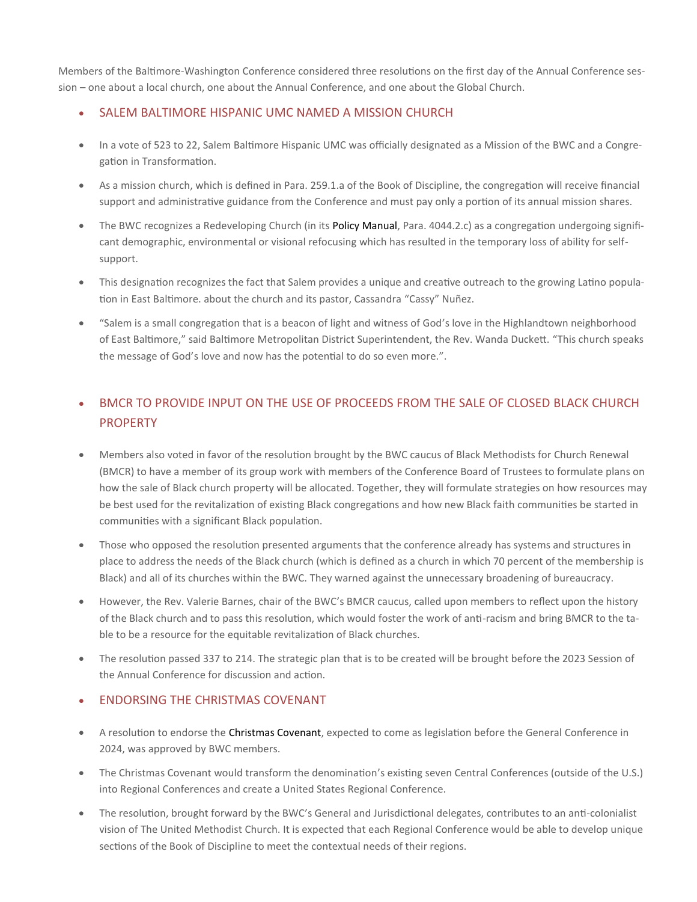Members of the Baltimore-Washington Conference considered three resolutions on the first day of the Annual Conference session – one about a local church, one about the Annual Conference, and one about the Global Church.

- ## SALEM BALTIMORE HISPANIC UMC NAMED A MISSION CHURCH

- In a vote of 523 to 22, Salem Baltimore Hispanic UMC was officially designated as a Mission of the BWC and a Congregation in Transformation.
- As a mission church, which is defined in Para. 259.1.a of the Book of Discipline, the congregation will receive financial support and administrative guidance from the Conference and must pay only a portion of its annual mission shares.
- The BWC recognizes a Redeveloping Church (in its Policy Manual, Para. 4044.2.c) as a congregation undergoing significant demographic, environmental or visional refocusing which has resulted in the temporary loss of ability for self-support.
- This designation recognizes the fact that Salem provides a unique and creative outreach to the growing Latino population in East Baltimore. about the church and its pastor, Cassandra "Cassy" Nuñez.
- "Salem is a small congregation that is a beacon of light and witness of God's love in the Highlandtown neighborhood of East Baltimore," said Baltimore Metropolitan District Superintendent, the Rev. Wanda Duckett. "This church speaks the message of God's love and now has the potential to do so even more.".

- ## BMCR TO PROVIDE INPUT ON THE USE OF PROCEEDS FROM THE SALE OF CLOSED BLACK CHURCH PROPERTY

- Members also voted in favor of the resolution brought by the BWC caucus of Black Methodists for Church Renewal (BMCR) to have a member of its group work with members of the Conference Board of Trustees to formulate plans on how the sale of Black church property will be allocated. Together, they will formulate strategies on how resources may be best used for the revitalization of existing Black congregations and how new Black faith communities be started in communities with a significant Black population.
- Those who opposed the resolution presented arguments that the conference already has systems and structures in place to address the needs of the Black church (which is defined as a church in which 70 percent of the membership is Black) and all of its churches within the BWC. They warned against the unnecessary broadening of bureaucracy.
- However, the Rev. Valerie Barnes, chair of the BWC's BMCR caucus, called upon members to reflect upon the history of the Black church and to pass this resolution, which would foster the work of anti-racism and bring BMCR to the table to be a resource for the equitable revitalization of Black churches.
- The resolution passed 337 to 214. The strategic plan that is to be created will be brought before the 2023 Session of the Annual Conference for discussion and action.

- ## ENDORSING THE CHRISTMAS COVENANT

- A resolution to endorse the Christmas Covenant, expected to come as legislation before the General Conference in 2024, was approved by BWC members.
- The Christmas Covenant would transform the denomination's existing seven Central Conferences (outside of the U.S.) into Regional Conferences and create a United States Regional Conference.
- The resolution, brought forward by the BWC's General and Jurisdictional delegates, contributes to an anti-colonialist vision of The United Methodist Church. It is expected that each Regional Conference would be able to develop unique sections of the Book of Discipline to meet the contextual needs of their regions.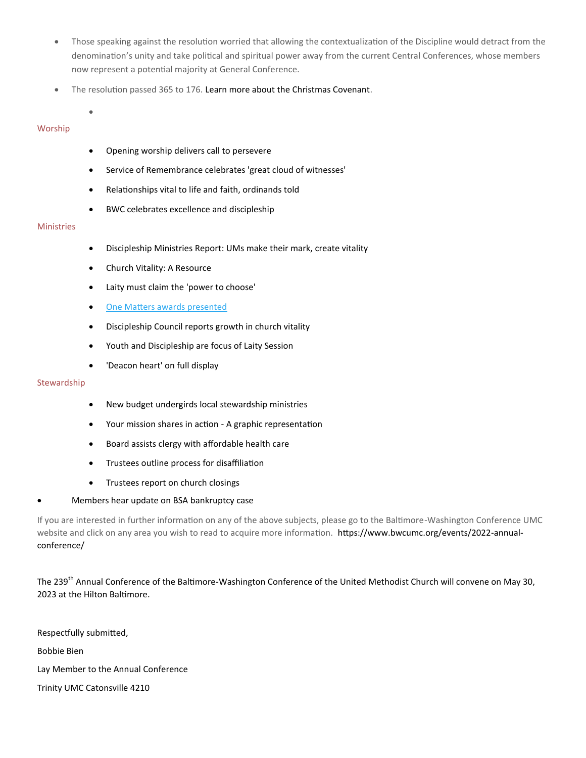- Those speaking against the resolution worried that allowing the contextualization of the Discipline would detract from the denomination's unity and take political and spiritual power away from the current Central Conferences, whose members now represent a potential majority at General Conference.
- The resolution passed 365 to 176. Learn more about the Christmas Covenant.

Worship

- Opening worship delivers call to persevere
- Service of Remembrance celebrates 'great cloud of witnesses'
- Relationships vital to life and faith, ordinands told
- BWC celebrates excellence and discipleship

Ministries

- Discipleship Ministries Report: UMs make their mark, create vitality
- Church Vitality: A Resource
- Laity must claim the 'power to choose'
- One Matters awards presented
- Discipleship Council reports growth in church vitality
- Youth and Discipleship are focus of Laity Session
- 'Deacon heart' on full display

Stewardship

- New budget undergirds local stewardship ministries
- Your mission shares in action - A graphic representation
- Board assists clergy with affordable health care
- Trustees outline process for disaffiliation
- Trustees report on church closings
- Members hear update on BSA bankruptcy case

If you are interested in further information on any of the above subjects, please go to the Baltimore-Washington Conference UMC website and click on any area you wish to read to acquire more information. https://www.bwcumc.org/events/2022-annual-conference/

The 239th Annual Conference of the Baltimore-Washington Conference of the United Methodist Church will convene on May 30, 2023 at the Hilton Baltimore.

Respectfully submitted,

Bobbie Bien

Lay Member to the Annual Conference

Trinity UMC Catonsville 4210